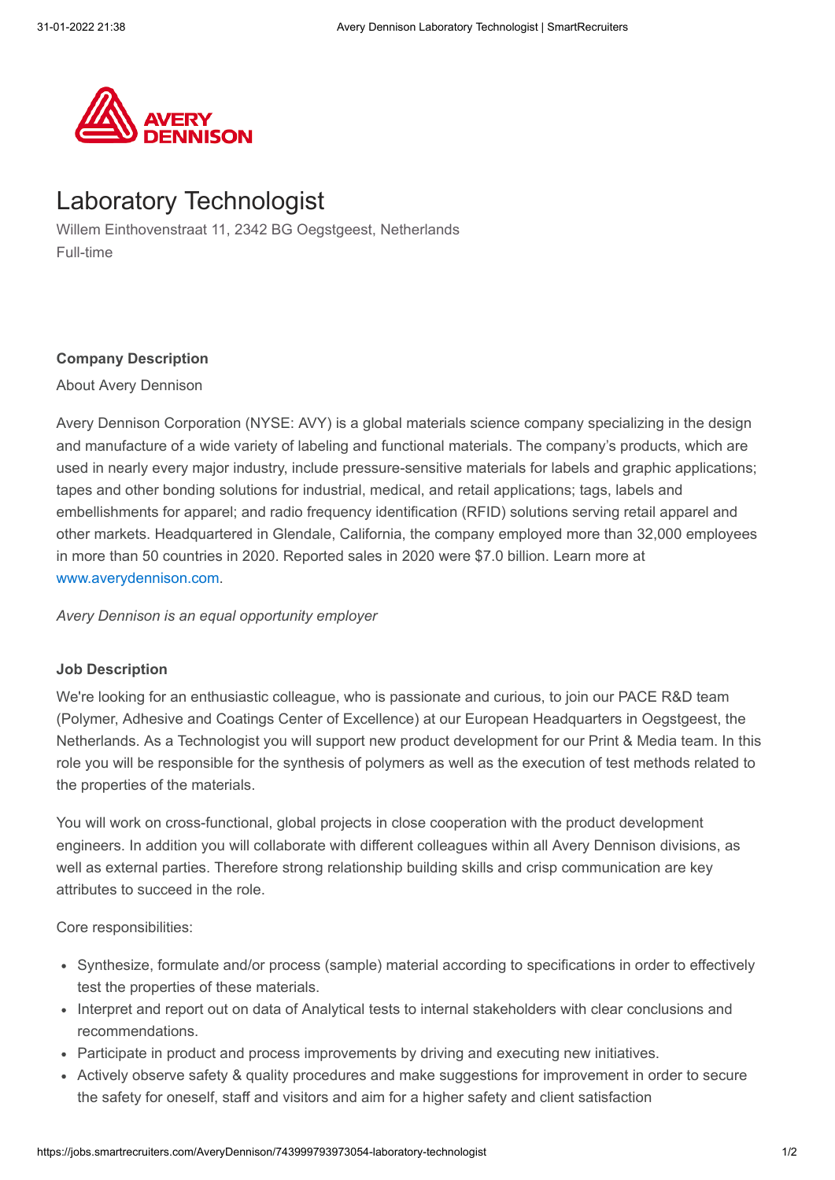# Laboratory Technologist

Willem Einthovenstraat 11, 2342 BG Oegstgeest, Netherlands
Full-time

**Company Description**

About Avery Dennison

Avery Dennison Corporation (NYSE: AVY) is a global materials science company specializing in the design and manufacture of a wide variety of labeling and functional materials. The company's products, which are used in nearly every major industry, include pressure-sensitive materials for labels and graphic applications; tapes and other bonding solutions for industrial, medical, and retail applications; tags, labels and embellishments for apparel; and radio frequency identification (RFID) solutions serving retail apparel and other markets. Headquartered in Glendale, California, the company employed more than 32,000 employees in more than 50 countries in 2020. Reported sales in 2020 were $7.0 billion. Learn more at www.averydennison.com.

*Avery Dennison is an equal opportunity employer*

**Job Description**

We're looking for an enthusiastic colleague, who is passionate and curious, to join our PACE R&D team (Polymer, Adhesive and Coatings Center of Excellence) at our European Headquarters in Oegstgeest, the Netherlands. As a Technologist you will support new product development for our Print & Media team. In this role you will be responsible for the synthesis of polymers as well as the execution of test methods related to the properties of the materials.

You will work on cross-functional, global projects in close cooperation with the product development engineers. In addition you will collaborate with different colleagues within all Avery Dennison divisions, as well as external parties. Therefore strong relationship building skills and crisp communication are key attributes to succeed in the role.

Core responsibilities:

- Synthesize, formulate and/or process (sample) material according to specifications in order to effectively test the properties of these materials.
- Interpret and report out on data of Analytical tests to internal stakeholders with clear conclusions and recommendations.
- Participate in product and process improvements by driving and executing new initiatives.
- Actively observe safety & quality procedures and make suggestions for improvement in order to secure the safety for oneself, staff and visitors and aim for a higher safety and client satisfaction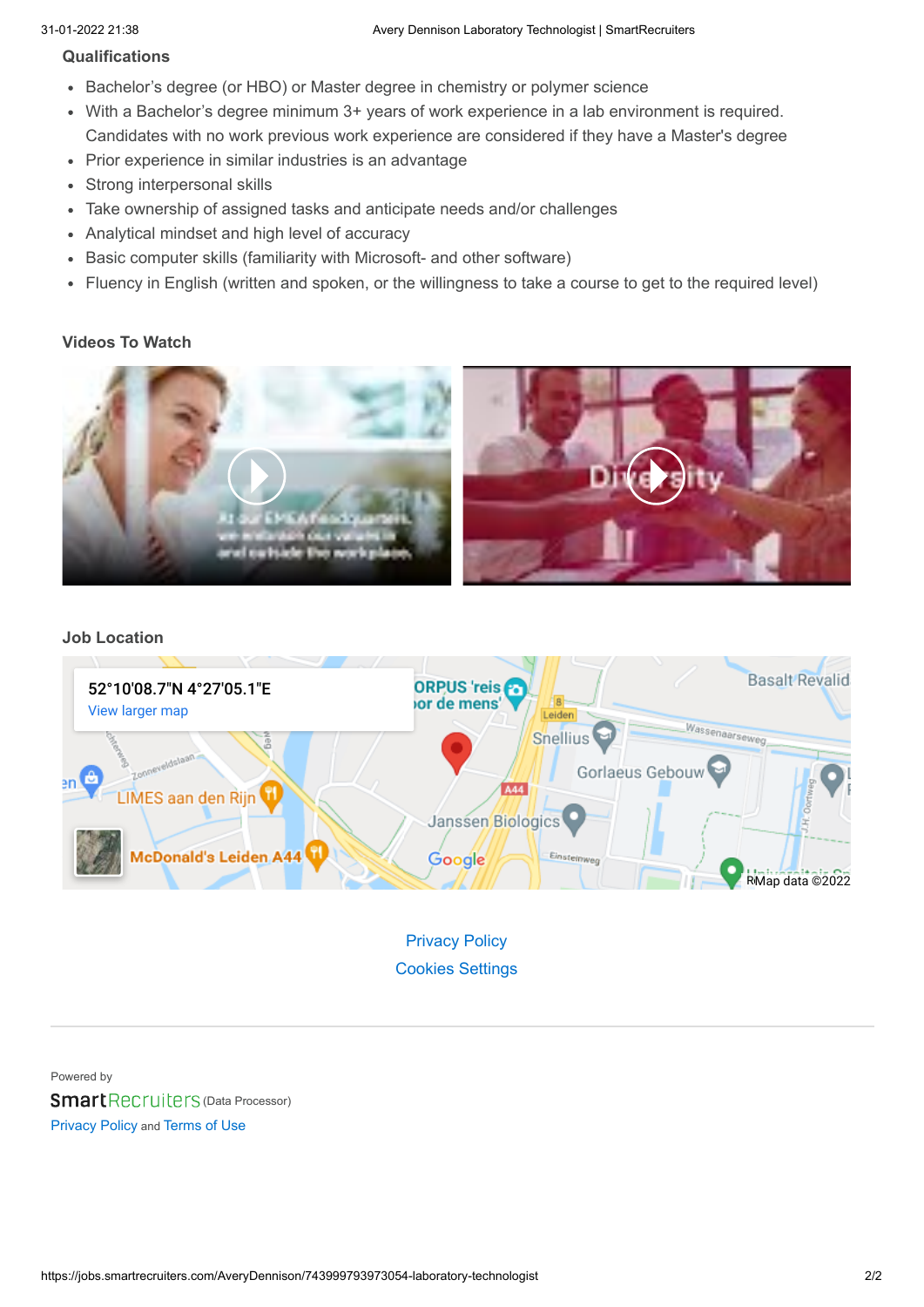### Qualifications

- Bachelor's degree (or HBO) or Master degree in chemistry or polymer science
- With a Bachelor's degree minimum 3+ years of work experience in a lab environment is required. Candidates with no work previous work experience are considered if they have a Master's degree
- Prior experience in similar industries is an advantage
- Strong interpersonal skills
- Take ownership of assigned tasks and anticipate needs and/or challenges
- Analytical mindset and high level of accuracy
- Basic computer skills (familiarity with Microsoft- and other software)
- Fluency in English (written and spoken, or the willingness to take a course to get to the required level)

### Videos To Watch

### Job Location

52°10'08.7"N 4°27'05.1"E
View larger map

Map data ©2022

Privacy Policy
Cookies Settings

Powered by
SmartRecruiters (Data Processor)
Privacy Policy and Terms of Use